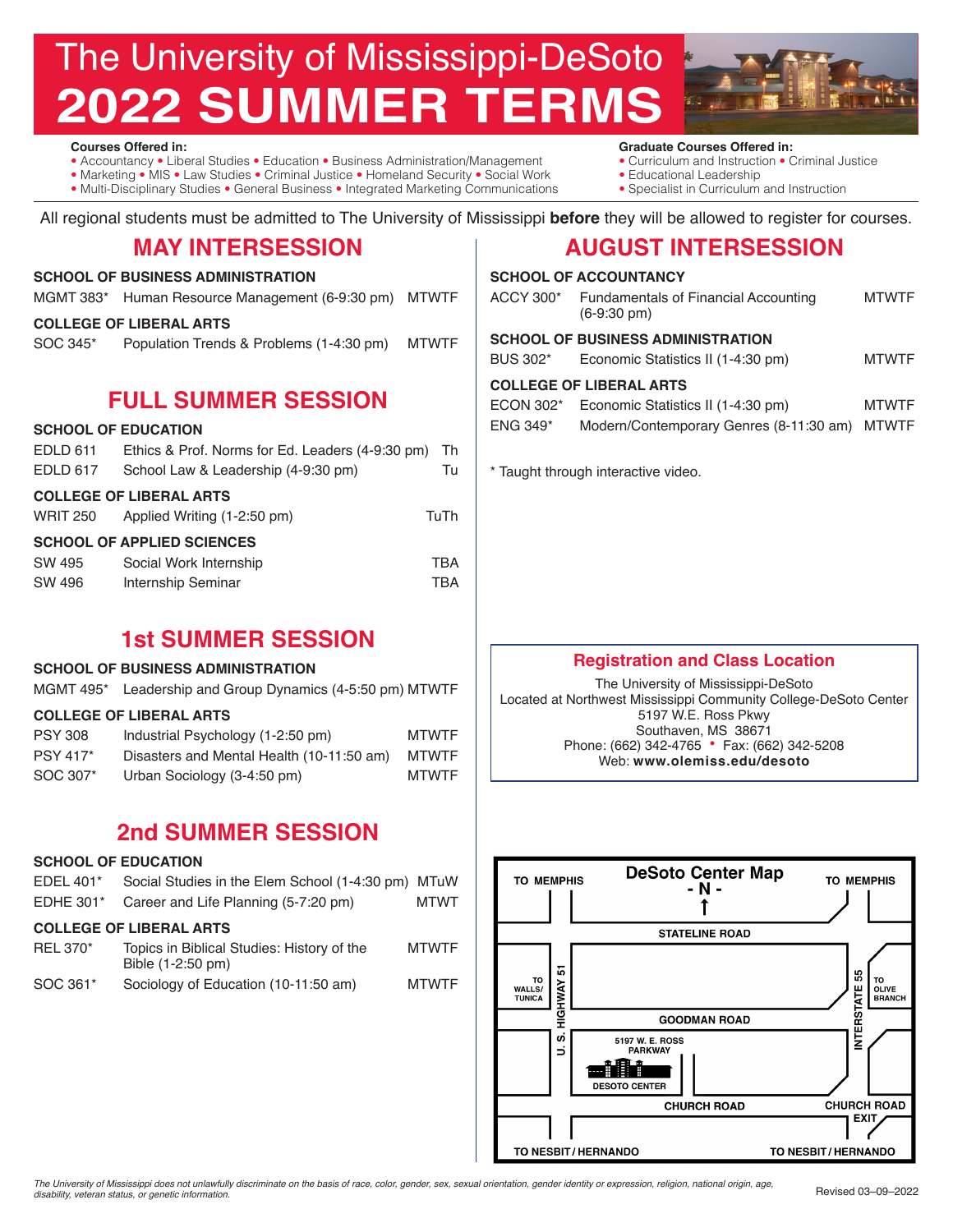# The University of Mississippi-DeSoto
# 2022 SUMMER TERMS

**Courses Offered in:**
- Accountancy • Liberal Studies • Education • Business Administration/Management
- Marketing • MIS • Law Studies • Criminal Justice • Homeland Security • Social Work
- Multi-Disciplinary Studies • General Business • Integrated Marketing Communications

**Graduate Courses Offered in:**
- Curriculum and Instruction • Criminal Justice
- Educational Leadership
- Specialist in Curriculum and Instruction

All regional students must be admitted to The University of Mississippi **before** they will be allowed to register for courses.

## MAY INTERSESSION

**SCHOOL OF BUSINESS ADMINISTRATION**

| | | |
|---|---|---|
| MGMT 383* | Human Resource Management (6-9:30 pm) | MTWTF |

**COLLEGE OF LIBERAL ARTS**

| | | |
|---|---|---|
| SOC 345* | Population Trends & Problems (1-4:30 pm) | MTWTF |

## FULL SUMMER SESSION

**SCHOOL OF EDUCATION**

| | | |
|---|---|---|
| EDLD 611 | Ethics & Prof. Norms for Ed. Leaders (4-9:30 pm) | Th |
| EDLD 617 | School Law & Leadership (4-9:30 pm) | Tu |

**COLLEGE OF LIBERAL ARTS**

| | | |
|---|---|---|
| WRIT 250 | Applied Writing (1-2:50 pm) | TuTh |

**SCHOOL OF APPLIED SCIENCES**

| | | |
|---|---|---|
| SW 495 | Social Work Internship | TBA |
| SW 496 | Internship Seminar | TBA |

## 1st SUMMER SESSION

**SCHOOL OF BUSINESS ADMINISTRATION**

| | | |
|---|---|---|
| MGMT 495* | Leadership and Group Dynamics (4-5:50 pm) | MTWTF |

**COLLEGE OF LIBERAL ARTS**

| | | |
|---|---|---|
| PSY 308 | Industrial Psychology (1-2:50 pm) | MTWTF |
| PSY 417* | Disasters and Mental Health (10-11:50 am) | MTWTF |
| SOC 307* | Urban Sociology (3-4:50 pm) | MTWTF |

## 2nd SUMMER SESSION

**SCHOOL OF EDUCATION**

| | | |
|---|---|---|
| EDEL 401* | Social Studies in the Elem School (1-4:30 pm) | MTuW |
| EDHE 301* | Career and Life Planning (5-7:20 pm) | MTWT |

**COLLEGE OF LIBERAL ARTS**

| | | |
|---|---|---|
| REL 370* | Topics in Biblical Studies: History of the Bible (1-2:50 pm) | MTWTF |
| SOC 361* | Sociology of Education (10-11:50 am) | MTWTF |

## AUGUST INTERSESSION

**SCHOOL OF ACCOUNTANCY**

| | | |
|---|---|---|
| ACCY 300* | Fundamentals of Financial Accounting (6-9:30 pm) | MTWTF |

**SCHOOL OF BUSINESS ADMINISTRATION**

| | | |
|---|---|---|
| BUS 302* | Economic Statistics II (1-4:30 pm) | MTWTF |

**COLLEGE OF LIBERAL ARTS**

| | | |
|---|---|---|
| ECON 302* | Economic Statistics II (1-4:30 pm) | MTWTF |
| ENG 349* | Modern/Contemporary Genres (8-11:30 am) | MTWTF |

* Taught through interactive video.

### Registration and Class Location

The University of Mississippi-DeSoto
Located at Northwest Mississippi Community College-DeSoto Center
5197 W.E. Ross Pkwy
Southaven, MS 38671
Phone: (662) 342-4765 • Fax: (662) 342-5208
Web: **www.olemiss.edu/desoto**

### DeSoto Center Map

- N -

TO MEMPHIS | TO MEMPHIS | STATELINE ROAD | TO WALLS/ TUNICA | U. S. HIGHWAY 51 | INTERSTATE 55 | TO OLIVE BRANCH | GOODMAN ROAD | 5197 W. E. ROSS PARKWAY | DESOTO CENTER | CHURCH ROAD | CHURCH ROAD EXIT | TO NESBIT / HERNANDO | TO NESBIT / HERNANDO

*The University of Mississippi does not unlawfully discriminate on the basis of race, color, gender, sex, sexual orientation, gender identity or expression, religion, national origin, age, disability, veteran status, or genetic information.*

Revised 03–09–2022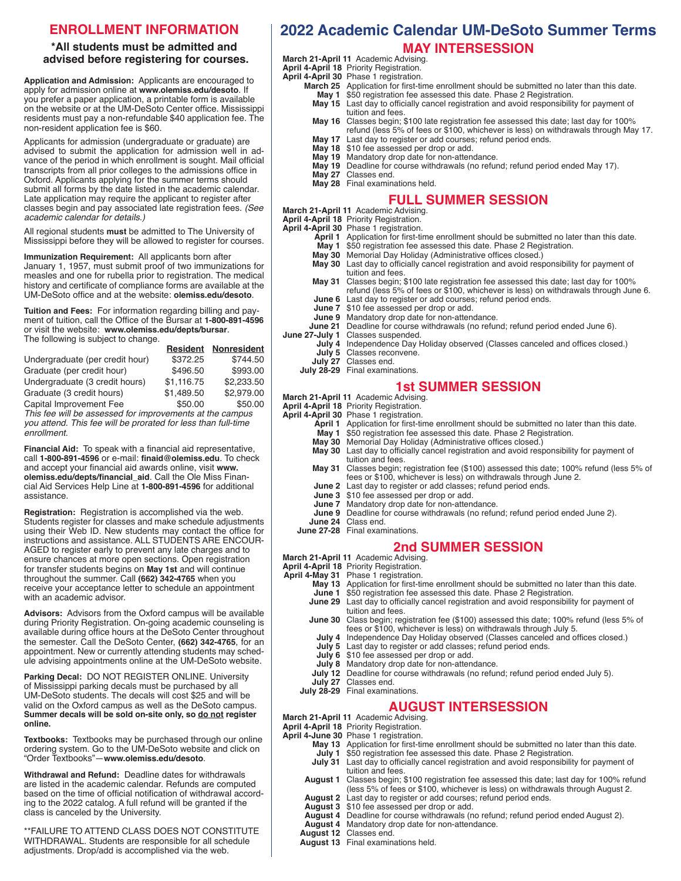## ENROLLMENT INFORMATION

**\*All students must be admitted and advised before registering for courses.**

**Application and Admission:** Applicants are encouraged to apply for admission online at **www.olemiss.edu/desoto**. If you prefer a paper application, a printable form is available on the website or at the UM-DeSoto Center office. Mississippi residents must pay a non-refundable $40 application fee. The non-resident application fee is $60.

Applicants for admission (undergraduate or graduate) are advised to submit the application for admission well in advance of the period in which enrollment is sought. Mail official transcripts from all prior colleges to the admissions office in Oxford. Applicants applying for the summer terms should submit all forms by the date listed in the academic calendar. Late application may require the applicant to register after classes begin and pay associated late registration fees. *(See academic calendar for details.)*

All regional students **must** be admitted to The University of Mississippi before they will be allowed to register for courses.

**Immunization Requirement:** All applicants born after January 1, 1957, must submit proof of two immunizations for measles and one for rubella prior to registration. The medical history and certificate of compliance forms are available at the UM-DeSoto office and at the website: **olemiss.edu/desoto**.

**Tuition and Fees:** For information regarding billing and payment of tuition, call the Office of the Bursar at **1-800-891-4596** or visit the website: **www.olemiss.edu/depts/bursar**. The following is subject to change.

| | Resident | Nonresident |
|---|---|---|
| Undergraduate (per credit hour) | $372.25 | $744.50 |
| Graduate (per credit hour) | $496.50 | $993.00 |
| Undergraduate (3 credit hours) | $1,116.75 | $2,233.50 |
| Graduate (3 credit hours) | $1,489.50 | $2,979.00 |
| Capital Improvement Fee | $50.00 | $50.00 |

*This fee will be assessed for improvements at the campus you attend. This fee will be prorated for less than full-time enrollment.*

**Financial Aid:** To speak with a financial aid representative, call **1-800-891-4596** or e-mail: **finaid@olemiss.edu**. To check and accept your financial aid awards online, visit **www.olemiss.edu/depts/financial_aid**. Call the Ole Miss Financial Aid Services Help Line at **1-800-891-4596** for additional assistance.

**Registration:** Registration is accomplished via the web. Students register for classes and make schedule adjustments using their Web ID. New students may contact the office for instructions and assistance. ALL STUDENTS ARE ENCOURAGED to register early to prevent any late charges and to ensure chances at more open sections. Open registration for transfer students begins on **May 1st** and will continue throughout the summer. Call **(662) 342-4765** when you receive your acceptance letter to schedule an appointment with an academic advisor.

**Advisors:** Advisors from the Oxford campus will be available during Priority Registration. On-going academic counseling is available during office hours at the DeSoto Center throughout the semester. Call the DeSoto Center, **(662) 342-4765**, for an appointment. New or currently attending students may schedule advising appointments online at the UM-DeSoto website.

**Parking Decal:** DO NOT REGISTER ONLINE. University of Mississippi parking decals must be purchased by all UM-DeSoto students. The decals will cost $25 and will be valid on the Oxford campus as well as the DeSoto campus. **Summer decals will be sold on-site only, so <u>do not</u> register online.**

**Textbooks:** Textbooks may be purchased through our online ordering system. Go to the UM-DeSoto website and click on "Order Textbooks"—**www.olemiss.edu/desoto**.

**Withdrawal and Refund:** Deadline dates for withdrawals are listed in the academic calendar. Refunds are computed based on the time of official notification of withdrawal according to the 2022 catalog. A full refund will be granted if the class is canceled by the University.

\*\*FAILURE TO ATTEND CLASS DOES NOT CONSTITUTE WITHDRAWAL. Students are responsible for all schedule adjustments. Drop/add is accomplished via the web.

# 2022 Academic Calendar UM-DeSoto Summer Terms

## MAY INTERSESSION

- **March 21-April 11** Academic Advising.
- **April 4-April 18** Priority Registration.
- **April 4-April 30** Phase 1 registration.
- **March 25** Application for first-time enrollment should be submitted no later than this date.
- **May 1** $50 registration fee assessed this date. Phase 2 Registration.
- **May 15** Last day to officially cancel registration and avoid responsibility for payment of tuition and fees.
- **May 16** Classes begin; $100 late registration fee assessed this date; last day for 100% refund (less 5% of fees or $100, whichever is less) on withdrawals through May 17.
- **May 17** Last day to register or add courses; refund period ends.
- **May 18** $10 fee assessed per drop or add.
- **May 19** Mandatory drop date for non-attendance.
- **May 19** Deadline for course withdrawals (no refund; refund period ended May 17).
- **May 27** Classes end.
- **May 28** Final examinations held.

## FULL SUMMER SESSION

- **March 21-April 11** Academic Advising.
- **April 4-April 18** Priority Registration.
- **April 4-April 30** Phase 1 registration.
- **April 1** Application for first-time enrollment should be submitted no later than this date.
- **May 1** $50 registration fee assessed this date. Phase 2 Registration.
- **May 30** Memorial Day Holiday (Administrative offices closed.)
- **May 30** Last day to officially cancel registration and avoid responsibility for payment of tuition and fees.
- **May 31** Classes begin; $100 late registration fee assessed this date; last day for 100% refund (less 5% of fees or $100, whichever is less) on withdrawals through June 6.
- **June 6** Last day to register or add courses; refund period ends.
- **June 7** $10 fee assessed per drop or add.
- **June 9** Mandatory drop date for non-attendance.
- **June 21** Deadline for course withdrawals (no refund; refund period ended June 6).
- **June 27-July 1** Classes suspended.
- **July 4** Independence Day Holiday observed (Classes canceled and offices closed.)
- **July 5** Classes reconvene.
- **July 27** Classes end.
- **July 28-29** Final examinations.

## 1st SUMMER SESSION

- **March 21-April 11** Academic Advising.
- **April 4-April 18** Priority Registration.
- **April 4-April 30** Phase 1 registration.
- **April 1** Application for first-time enrollment should be submitted no later than this date.
- **May 1** $50 registration fee assessed this date. Phase 2 Registration.
- **May 30** Memorial Day Holiday (Administrative offices closed.)
- **May 30** Last day to officially cancel registration and avoid responsibility for payment of tuition and fees.
- **May 31** Classes begin; registration fee ($100) assessed this date; 100% refund (less 5% of fees or $100, whichever is less) on withdrawals through June 2.
- **June 2** Last day to register or add classes; refund period ends.
- **June 3** $10 fee assessed per drop or add.
- **June 7** Mandatory drop date for non-attendance.
- **June 9** Deadline for course withdrawals (no refund; refund period ended June 2).
- **June 24** Class end.
- **June 27-28** Final examinations.

## 2nd SUMMER SESSION

- **March 21-April 11** Academic Advising.
- **April 4-April 18** Priority Registration.
- **April 4-May 31** Phase 1 registration.
- **May 13** Application for first-time enrollment should be submitted no later than this date.
- **June 1** $50 registration fee assessed this date. Phase 2 Registration.
- **June 29** Last day to officially cancel registration and avoid responsibility for payment of tuition and fees.
- **June 30** Class begin; registration fee ($100) assessed this date; 100% refund (less 5% of fees or $100, whichever is less) on withdrawals through July 5.
- **July 4** Independence Day Holiday observed (Classes canceled and offices closed.)
- **July 5** Last day to register or add classes; refund period ends.
- **July 6** $10 fee assessed per drop or add.
- **July 8** Mandatory drop date for non-attendance.
- **July 12** Deadline for course withdrawals (no refund; refund period ended July 5).
- **July 27** Classes end.
- **July 28-29** Final examinations.

## AUGUST INTERSESSION

- **March 21-April 11** Academic Advising.
- **April 4-April 18** Priority Registration.
- **April 4-June 30** Phase 1 registration.
- **May 13** Application for first-time enrollment should be submitted no later than this date.
- **July 1** $50 registration fee assessed this date. Phase 2 Registration.
- **July 31** Last day to officially cancel registration and avoid responsibility for payment of tuition and fees.
- **August 1** Classes begin; $100 registration fee assessed this date; last day for 100% refund (less 5% of fees or $100, whichever is less) on withdrawals through August 2.
- **August 2** Last day to register or add courses; refund period ends.
- **August 3** $10 fee assessed per drop or add.
- **August 4** Deadline for course withdrawals (no refund; refund period ended August 2).
- **August 4** Mandatory drop date for non-attendance.
- **August 12** Classes end.
- **August 13** Final examinations held.